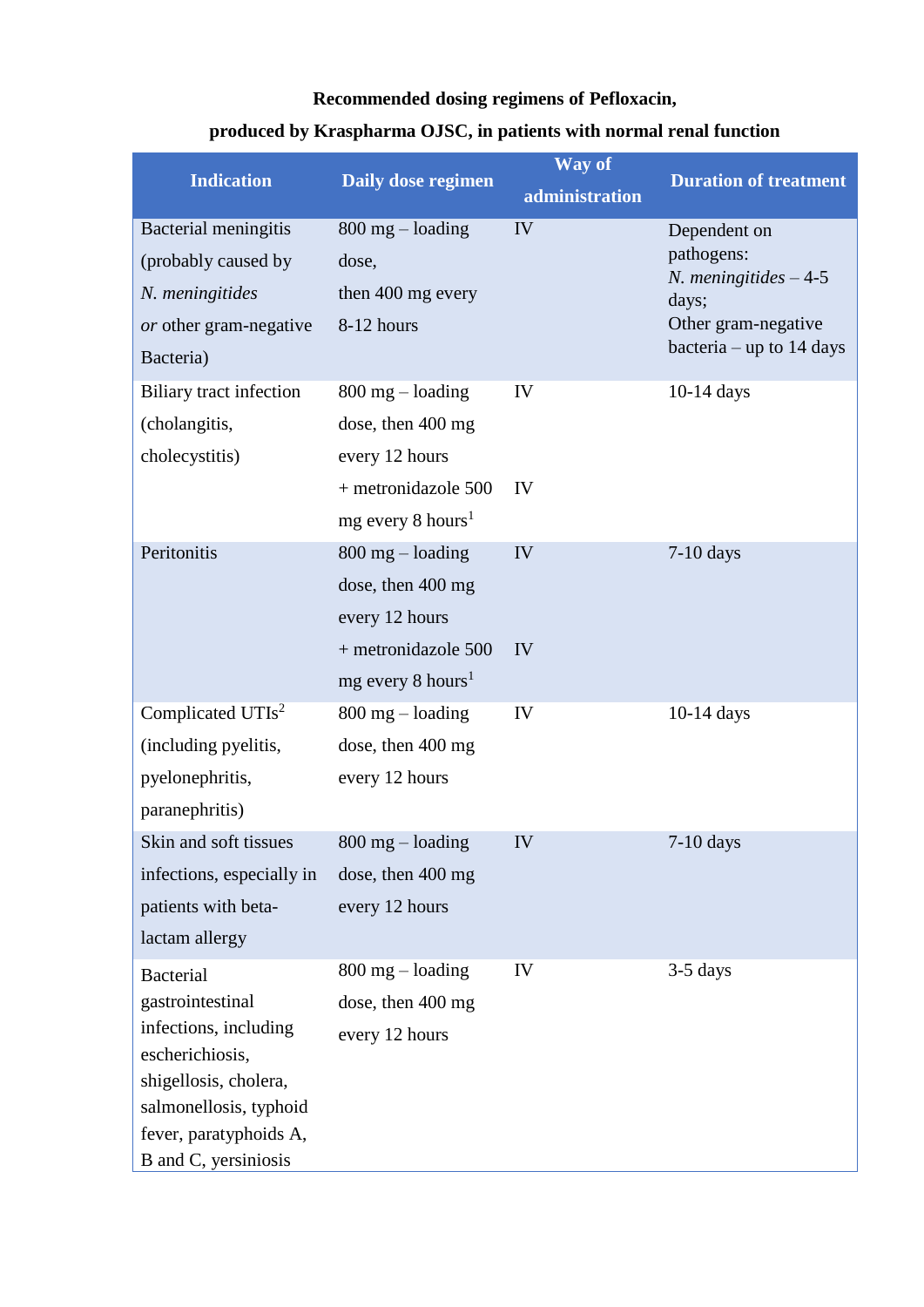**Recommended dosing regimens of Pefloxacin,**

**produced by Kraspharma OJSC, in patients with normal renal function**

| Indication | Daily dose regimen | Way of administration | Duration of treatment |
|---|---|---|---|
| Bacterial meningitis (probably caused by *N. meningitides* *or* other gram-negative Bacteria) | 800 mg – loading dose, then 400 mg every 8-12 hours | IV | Dependent on pathogens: *N. meningitides* – 4-5 days; Other gram-negative bacteria – up to 14 days |
| Biliary tract infection (cholangitis, cholecystitis) | 800 mg – loading dose, then 400 mg every 12 hours + metronidazole 500 mg every 8 hours[1] | IV IV | 10-14 days |
| Peritonitis | 800 mg – loading dose, then 400 mg every 12 hours + metronidazole 500 mg every 8 hours[1] | IV IV | 7-10 days |
| Complicated UTIs[2] (including pyelitis, pyelonephritis, paranephritis) | 800 mg – loading dose, then 400 mg every 12 hours | IV | 10-14 days |
| Skin and soft tissues infections, especially in patients with beta-lactam allergy | 800 mg – loading dose, then 400 mg every 12 hours | IV | 7-10 days |
| Bacterial gastrointestinal infections, including escherichiosis, shigellosis, cholera, salmonellosis, typhoid fever, paratyphoids A, B and C, yersiniosis | 800 mg – loading dose, then 400 mg every 12 hours | IV | 3-5 days |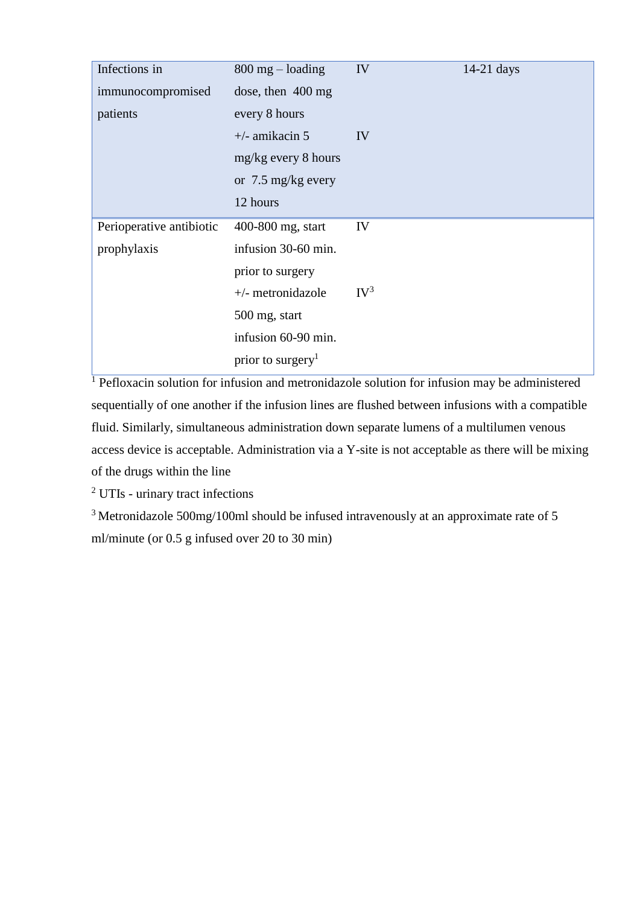| | | | |
|---|---|---|---|
| Infections in immunocompromised patients | 800 mg – loading dose, then 400 mg every 8 hours<br>+/- amikacin 5 mg/kg every 8 hours or 7.5 mg/kg every 12 hours | IV<br><br>IV | 14-21 days |
| Perioperative antibiotic prophylaxis | 400-800 mg, start infusion 30-60 min. prior to surgery<br>+/- metronidazole 500 mg, start infusion 60-90 min. prior to surgery[1] | IV<br><br>IV[3] | |

[1] Pefloxacin solution for infusion and metronidazole solution for infusion may be administered sequentially of one another if the infusion lines are flushed between infusions with a compatible fluid. Similarly, simultaneous administration down separate lumens of a multilumen venous access device is acceptable. Administration via a Y-site is not acceptable as there will be mixing of the drugs within the line

[2] UTIs - urinary tract infections

[3] Metronidazole 500mg/100ml should be infused intravenously at an approximate rate of 5 ml/minute (or 0.5 g infused over 20 to 30 min)